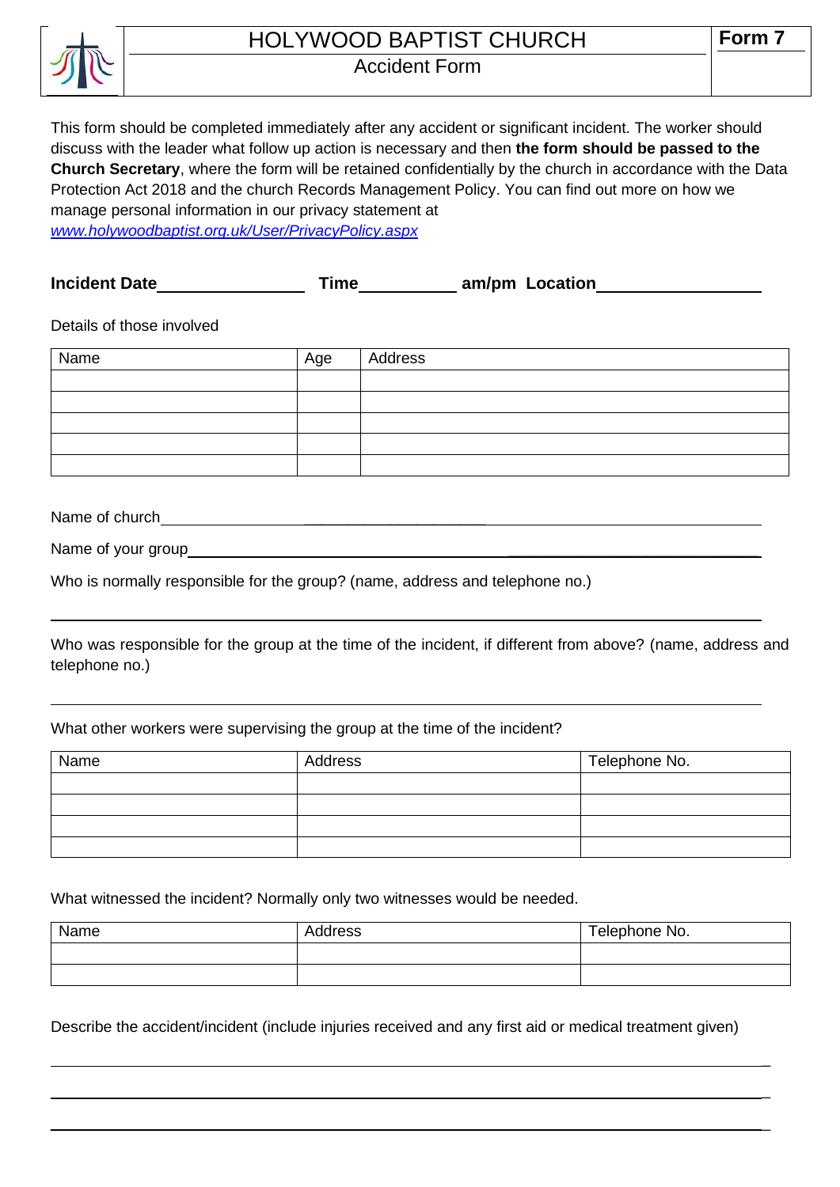# HOLYWOOD BAPTIST CHURCH

## Accident Form

**Form 7**

This form should be completed immediately after any accident or significant incident. The worker should discuss with the leader what follow up action is necessary and then **the form should be passed to the Church Secretary**, where the form will be retained confidentially by the church in accordance with the Data Protection Act 2018 and the church Records Management Policy. You can find out more on how we manage personal information in our privacy statement at [www.holywoodbaptist.org.uk/User/PrivacyPolicy.aspx](www.holywoodbaptist.org.uk/User/PrivacyPolicy.aspx)

**Incident Date**\_\_\_\_\_\_\_\_\_\_\_\_\_\_\_\_ **Time**\_\_\_\_\_\_\_\_\_\_ **am/pm Location**\_\_\_\_\_\_\_\_\_\_\_\_\_\_\_\_\_\_

Details of those involved

| Name | Age | Address |
|---|---|---|
| | | |
| | | |
| | | |
| | | |
| | | |

Name of church\_\_\_\_\_\_\_\_\_\_\_\_\_\_\_\_\_\_\_\_\_\_\_\_\_\_\_\_\_\_\_\_\_\_\_\_\_\_\_\_\_\_\_\_\_\_\_\_\_\_\_\_\_\_\_\_\_\_\_\_

Name of your group\_\_\_\_\_\_\_\_\_\_\_\_\_\_\_\_\_\_\_\_\_\_\_\_\_\_\_\_\_\_\_\_\_\_\_\_\_\_\_\_\_\_\_\_\_\_\_\_\_\_\_\_\_\_\_\_

Who is normally responsible for the group? (name, address and telephone no.)

\_\_\_\_\_\_\_\_\_\_\_\_\_\_\_\_\_\_\_\_\_\_\_\_\_\_\_\_\_\_\_\_\_\_\_\_\_\_\_\_\_\_\_\_\_\_\_\_\_\_\_\_\_\_\_\_\_\_\_\_\_\_\_\_\_\_\_\_\_\_\_\_

Who was responsible for the group at the time of the incident, if different from above? (name, address and telephone no.)

\_\_\_\_\_\_\_\_\_\_\_\_\_\_\_\_\_\_\_\_\_\_\_\_\_\_\_\_\_\_\_\_\_\_\_\_\_\_\_\_\_\_\_\_\_\_\_\_\_\_\_\_\_\_\_\_\_\_\_\_\_\_\_\_\_\_\_\_\_\_\_\_

What other workers were supervising the group at the time of the incident?

| Name | Address | Telephone No. |
|---|---|---|
| | | |
| | | |
| | | |
| | | |

What witnessed the incident? Normally only two witnesses would be needed.

| Name | Address | Telephone No. |
|---|---|---|
| | | |
| | | |

Describe the accident/incident (include injuries received and any first aid or medical treatment given)

\_\_\_\_\_\_\_\_\_\_\_\_\_\_\_\_\_\_\_\_\_\_\_\_\_\_\_\_\_\_\_\_\_\_\_\_\_\_\_\_\_\_\_\_\_\_\_\_\_\_\_\_\_\_\_\_\_\_\_\_\_\_\_\_\_\_\_\_\_\_\_\_

\_\_\_\_\_\_\_\_\_\_\_\_\_\_\_\_\_\_\_\_\_\_\_\_\_\_\_\_\_\_\_\_\_\_\_\_\_\_\_\_\_\_\_\_\_\_\_\_\_\_\_\_\_\_\_\_\_\_\_\_\_\_\_\_\_\_\_\_\_\_\_\_

\_\_\_\_\_\_\_\_\_\_\_\_\_\_\_\_\_\_\_\_\_\_\_\_\_\_\_\_\_\_\_\_\_\_\_\_\_\_\_\_\_\_\_\_\_\_\_\_\_\_\_\_\_\_\_\_\_\_\_\_\_\_\_\_\_\_\_\_\_\_\_\_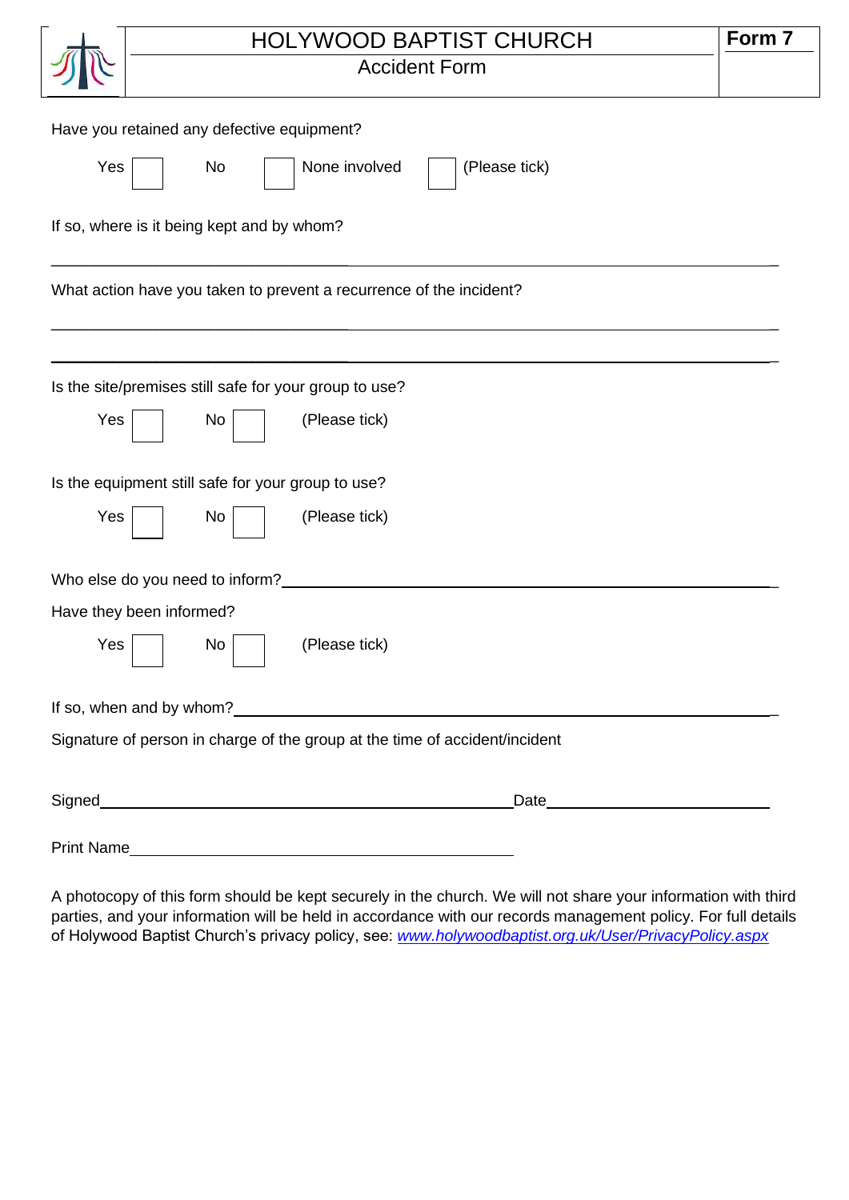# HOLYWOOD BAPTIST CHURCH

## Accident Form

**Form 7**

Have you retained any defective equipment?

Yes ☐ No ☐ None involved ☐ (Please tick)

If so, where is it being kept and by whom?

\_\_\_\_\_\_\_\_\_\_\_\_\_\_\_\_\_\_\_\_\_\_\_\_\_\_\_\_\_\_\_\_\_\_\_\_\_\_\_\_\_\_\_\_\_\_\_\_\_\_\_\_\_\_\_\_\_\_\_\_\_\_\_\_\_\_\_\_\_\_\_\_

What action have you taken to prevent a recurrence of the incident?

\_\_\_\_\_\_\_\_\_\_\_\_\_\_\_\_\_\_\_\_\_\_\_\_\_\_\_\_\_\_\_\_\_\_\_\_\_\_\_\_\_\_\_\_\_\_\_\_\_\_\_\_\_\_\_\_\_\_\_\_\_\_\_\_\_\_\_\_\_\_\_\_

\_\_\_\_\_\_\_\_\_\_\_\_\_\_\_\_\_\_\_\_\_\_\_\_\_\_\_\_\_\_\_\_\_\_\_\_\_\_\_\_\_\_\_\_\_\_\_\_\_\_\_\_\_\_\_\_\_\_\_\_\_\_\_\_\_\_\_\_\_\_\_\_

Is the site/premises still safe for your group to use?

Yes ☐ No ☐ (Please tick)

Is the equipment still safe for your group to use?

Yes ☐ No ☐ (Please tick)

Who else do you need to inform?\_\_\_\_\_\_\_\_\_\_\_\_\_\_\_\_\_\_\_\_\_\_\_\_\_\_\_\_\_\_\_\_\_\_\_\_\_\_\_\_\_\_\_\_\_\_\_\_\_\_

Have they been informed?

Yes ☐ No ☐ (Please tick)

If so, when and by whom?\_\_\_\_\_\_\_\_\_\_\_\_\_\_\_\_\_\_\_\_\_\_\_\_\_\_\_\_\_\_\_\_\_\_\_\_\_\_\_\_\_\_\_\_\_\_\_\_\_\_\_\_\_\_

Signature of person in charge of the group at the time of accident/incident

Signed\_\_\_\_\_\_\_\_\_\_\_\_\_\_\_\_\_\_\_\_\_\_\_\_\_\_\_\_\_\_\_\_\_\_\_\_\_\_\_\_\_\_Date\_\_\_\_\_\_\_\_\_\_\_\_\_\_\_\_\_\_\_\_\_\_\_

Print Name\_\_\_\_\_\_\_\_\_\_\_\_\_\_\_\_\_\_\_\_\_\_\_\_\_\_\_\_\_\_\_\_\_\_\_\_\_\_\_\_

A photocopy of this form should be kept securely in the church. We will not share your information with third parties, and your information will be held in accordance with our records management policy. For full details of Holywood Baptist Church's privacy policy, see: *www.holywoodbaptist.org.uk/User/PrivacyPolicy.aspx*